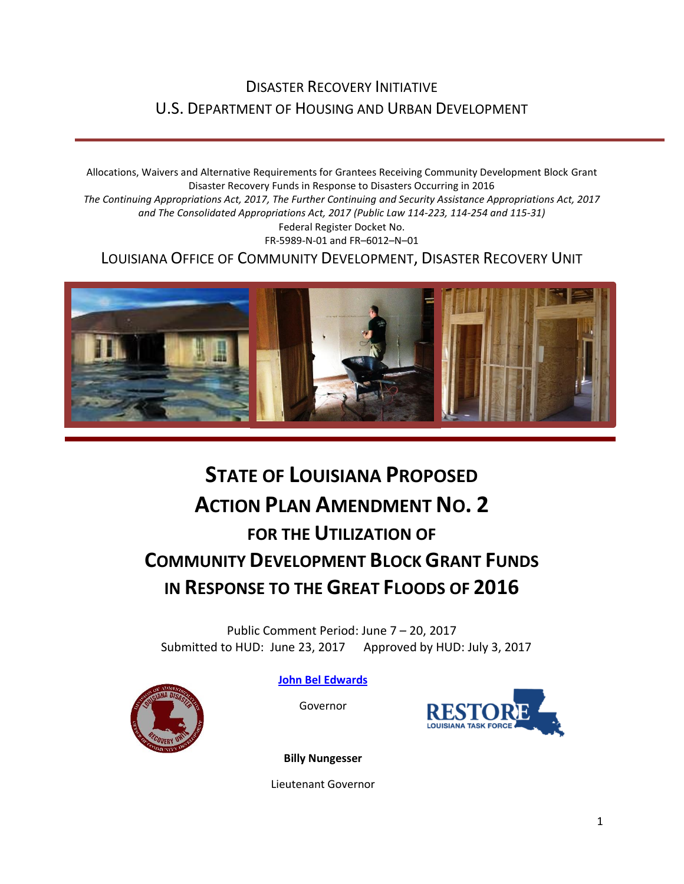DISASTER RECOVERY INITIATIVE

U.S. DEPARTMENT OF HOUSING AND URBAN DEVELOPMENT

Allocations, Waivers and Alternative Requirements for Grantees Receiving Community Development Block Grant Disaster Recovery Funds in Response to Disasters Occurring in 2016

*The Continuing Appropriations Act, 2017, The Further Continuing and Security Assistance Appropriations Act, 2017 and The Consolidated Appropriations Act, 2017 (Public Law 114-223, 114-254 and 115-31)*

Federal Register Docket No.

FR-5989-N-01 and FR–6012–N–01

LOUISIANA OFFICE OF COMMUNITY DEVELOPMENT, DISASTER RECOVERY UNIT

# STATE OF LOUISIANA PROPOSED ACTION PLAN AMENDMENT NO. 2

## FOR THE UTILIZATION OF COMMUNITY DEVELOPMENT BLOCK GRANT FUNDS IN RESPONSE TO THE GREAT FLOODS OF 2016

Public Comment Period: June 7 – 20, 2017

Submitted to HUD: June 23, 2017 Approved by HUD: July 3, 2017

**John Bel Edwards**

Governor

**Billy Nungesser**

Lieutenant Governor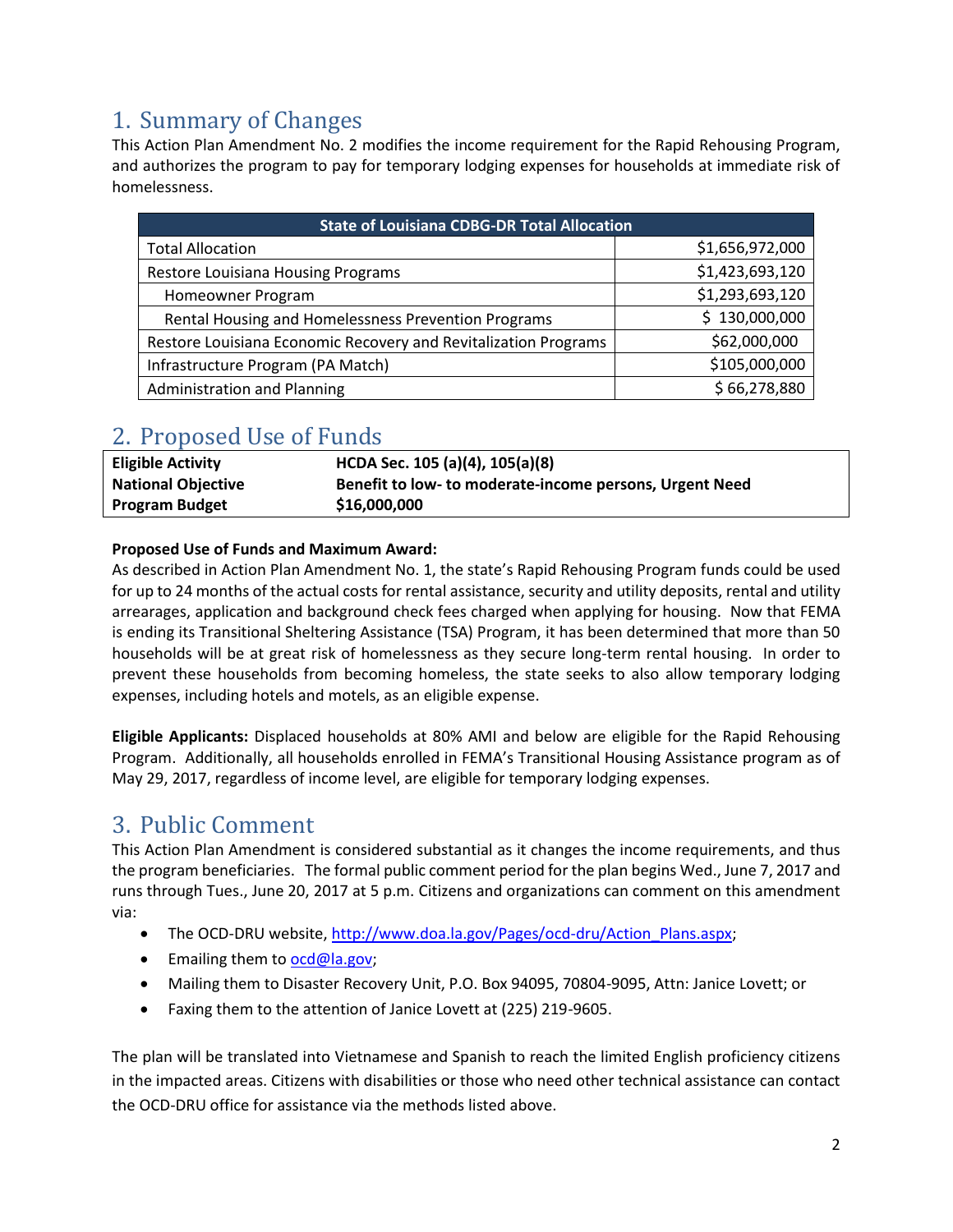## 1. Summary of Changes

This Action Plan Amendment No. 2 modifies the income requirement for the Rapid Rehousing Program, and authorizes the program to pay for temporary lodging expenses for households at immediate risk of homelessness.

| State of Louisiana CDBG-DR Total Allocation | |
|---|---|
| Total Allocation | $1,656,972,000 |
| Restore Louisiana Housing Programs | $1,423,693,120 |
| Homeowner Program | $1,293,693,120 |
| Rental Housing and Homelessness Prevention Programs | $ 130,000,000 |
| Restore Louisiana Economic Recovery and Revitalization Programs | $62,000,000 |
| Infrastructure Program (PA Match) | $105,000,000 |
| Administration and Planning | $ 66,278,880 |

## 2. Proposed Use of Funds

| | |
|---|---|
| **Eligible Activity** | **HCDA Sec. 105 (a)(4), 105(a)(8)** |
| **National Objective** | **Benefit to low- to moderate-income persons, Urgent Need** |
| **Program Budget** | **$16,000,000** |

**Proposed Use of Funds and Maximum Award:**
As described in Action Plan Amendment No. 1, the state's Rapid Rehousing Program funds could be used for up to 24 months of the actual costs for rental assistance, security and utility deposits, rental and utility arrearages, application and background check fees charged when applying for housing. Now that FEMA is ending its Transitional Sheltering Assistance (TSA) Program, it has been determined that more than 50 households will be at great risk of homelessness as they secure long-term rental housing. In order to prevent these households from becoming homeless, the state seeks to also allow temporary lodging expenses, including hotels and motels, as an eligible expense.

**Eligible Applicants:** Displaced households at 80% AMI and below are eligible for the Rapid Rehousing Program. Additionally, all households enrolled in FEMA's Transitional Housing Assistance program as of May 29, 2017, regardless of income level, are eligible for temporary lodging expenses.

## 3. Public Comment

This Action Plan Amendment is considered substantial as it changes the income requirements, and thus the program beneficiaries. The formal public comment period for the plan begins Wed., June 7, 2017 and runs through Tues., June 20, 2017 at 5 p.m. Citizens and organizations can comment on this amendment via:

- The OCD-DRU website, http://www.doa.la.gov/Pages/ocd-dru/Action_Plans.aspx;
- Emailing them to ocd@la.gov;
- Mailing them to Disaster Recovery Unit, P.O. Box 94095, 70804-9095, Attn: Janice Lovett; or
- Faxing them to the attention of Janice Lovett at (225) 219-9605.

The plan will be translated into Vietnamese and Spanish to reach the limited English proficiency citizens in the impacted areas. Citizens with disabilities or those who need other technical assistance can contact the OCD-DRU office for assistance via the methods listed above.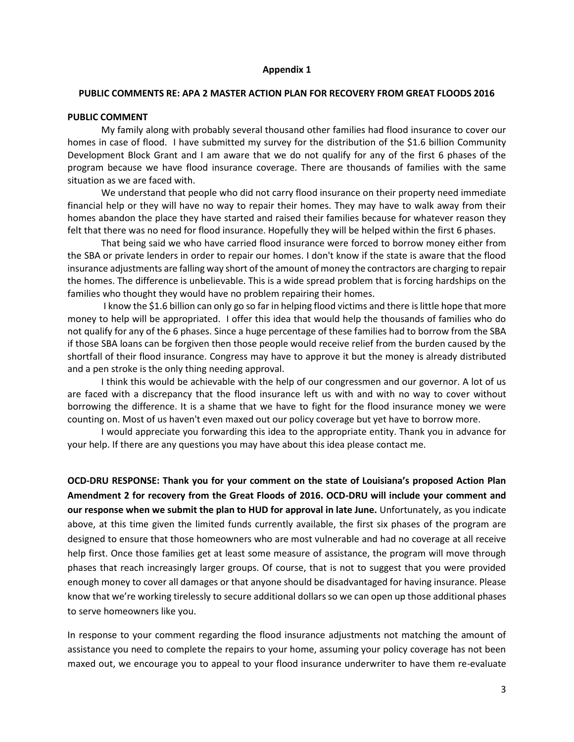**Appendix 1**

**PUBLIC COMMENTS RE: APA 2 MASTER ACTION PLAN FOR RECOVERY FROM GREAT FLOODS 2016**

**PUBLIC COMMENT**

My family along with probably several thousand other families had flood insurance to cover our homes in case of flood. I have submitted my survey for the distribution of the $1.6 billion Community Development Block Grant and I am aware that we do not qualify for any of the first 6 phases of the program because we have flood insurance coverage. There are thousands of families with the same situation as we are faced with.

We understand that people who did not carry flood insurance on their property need immediate financial help or they will have no way to repair their homes. They may have to walk away from their homes abandon the place they have started and raised their families because for whatever reason they felt that there was no need for flood insurance. Hopefully they will be helped within the first 6 phases.

That being said we who have carried flood insurance were forced to borrow money either from the SBA or private lenders in order to repair our homes. I don't know if the state is aware that the flood insurance adjustments are falling way short of the amount of money the contractors are charging to repair the homes. The difference is unbelievable. This is a wide spread problem that is forcing hardships on the families who thought they would have no problem repairing their homes.

I know the $1.6 billion can only go so far in helping flood victims and there is little hope that more money to help will be appropriated. I offer this idea that would help the thousands of families who do not qualify for any of the 6 phases. Since a huge percentage of these families had to borrow from the SBA if those SBA loans can be forgiven then those people would receive relief from the burden caused by the shortfall of their flood insurance. Congress may have to approve it but the money is already distributed and a pen stroke is the only thing needing approval.

I think this would be achievable with the help of our congressmen and our governor. A lot of us are faced with a discrepancy that the flood insurance left us with and with no way to cover without borrowing the difference. It is a shame that we have to fight for the flood insurance money we were counting on. Most of us haven't even maxed out our policy coverage but yet have to borrow more.

I would appreciate you forwarding this idea to the appropriate entity. Thank you in advance for your help. If there are any questions you may have about this idea please contact me.

**OCD-DRU RESPONSE: Thank you for your comment on the state of Louisiana's proposed Action Plan Amendment 2 for recovery from the Great Floods of 2016. OCD-DRU will include your comment and our response when we submit the plan to HUD for approval in late June.** Unfortunately, as you indicate above, at this time given the limited funds currently available, the first six phases of the program are designed to ensure that those homeowners who are most vulnerable and had no coverage at all receive help first. Once those families get at least some measure of assistance, the program will move through phases that reach increasingly larger groups. Of course, that is not to suggest that you were provided enough money to cover all damages or that anyone should be disadvantaged for having insurance. Please know that we're working tirelessly to secure additional dollars so we can open up those additional phases to serve homeowners like you.

In response to your comment regarding the flood insurance adjustments not matching the amount of assistance you need to complete the repairs to your home, assuming your policy coverage has not been maxed out, we encourage you to appeal to your flood insurance underwriter to have them re-evaluate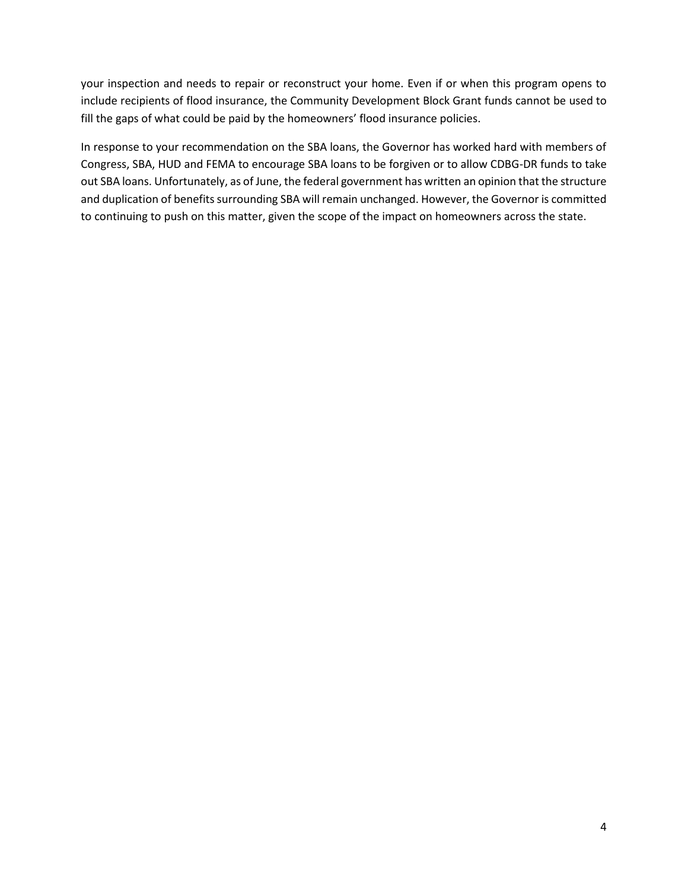your inspection and needs to repair or reconstruct your home. Even if or when this program opens to include recipients of flood insurance, the Community Development Block Grant funds cannot be used to fill the gaps of what could be paid by the homeowners' flood insurance policies.

In response to your recommendation on the SBA loans, the Governor has worked hard with members of Congress, SBA, HUD and FEMA to encourage SBA loans to be forgiven or to allow CDBG-DR funds to take out SBA loans. Unfortunately, as of June, the federal government has written an opinion that the structure and duplication of benefits surrounding SBA will remain unchanged. However, the Governor is committed to continuing to push on this matter, given the scope of the impact on homeowners across the state.